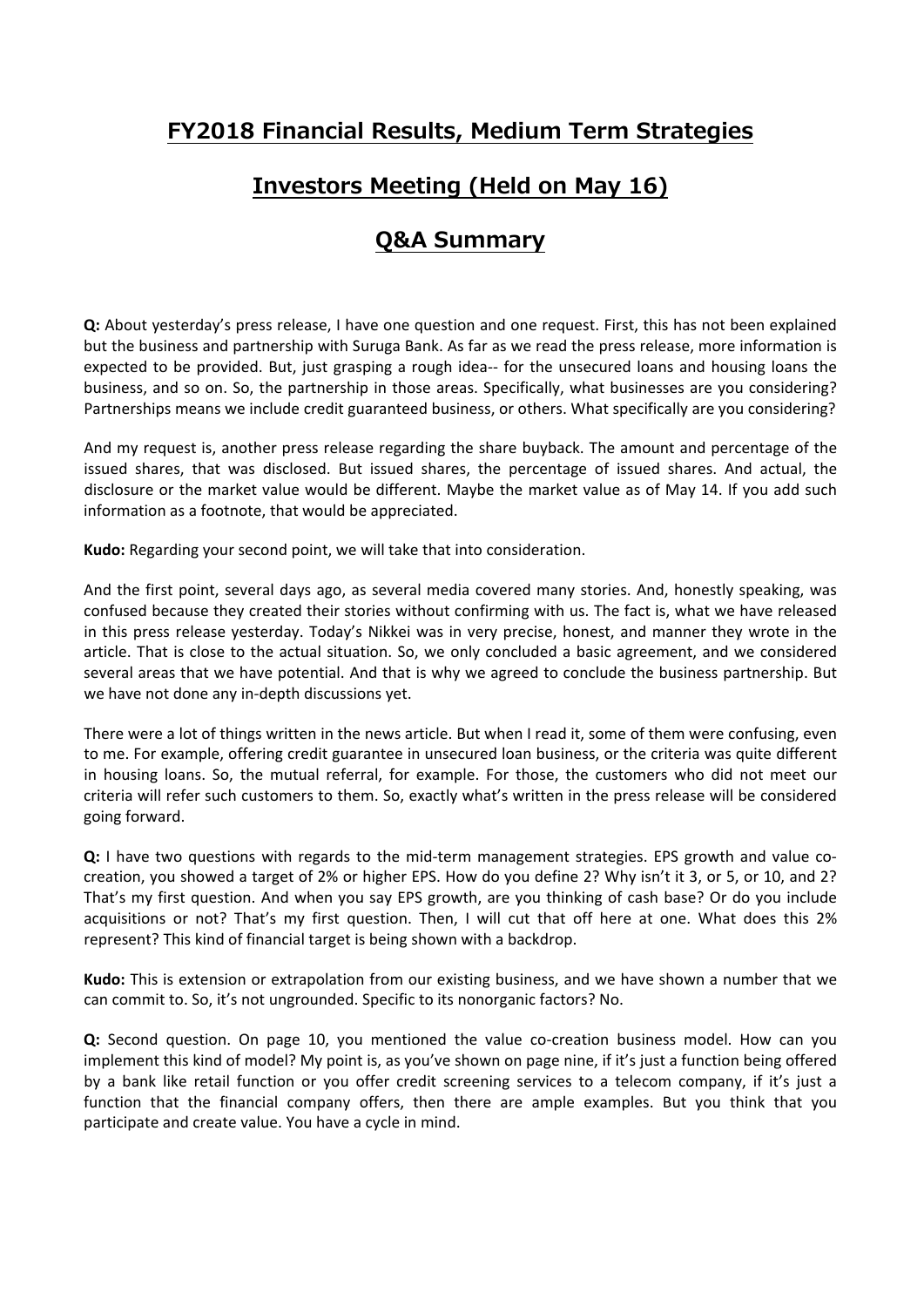# FY2018 Financial Results, Medium Term Strategies

# Investors Meeting (Held on May 16)

# Q&A Summary

**Q:** About yesterday's press release, I have one question and one request. First, this has not been explained but the business and partnership with Suruga Bank. As far as we read the press release, more information is expected to be provided. But, just grasping a rough idea-- for the unsecured loans and housing loans the business, and so on. So, the partnership in those areas. Specifically, what businesses are you considering? Partnerships means we include credit guaranteed business, or others. What specifically are you considering?

And my request is, another press release regarding the share buyback. The amount and percentage of the issued shares, that was disclosed. But issued shares, the percentage of issued shares. And actual, the disclosure or the market value would be different. Maybe the market value as of May 14. If you add such information as a footnote, that would be appreciated.

**Kudo:** Regarding your second point, we will take that into consideration.

And the first point, several days ago, as several media covered many stories. And, honestly speaking, was confused because they created their stories without confirming with us. The fact is, what we have released in this press release yesterday. Today's Nikkei was in very precise, honest, and manner they wrote in the article. That is close to the actual situation. So, we only concluded a basic agreement, and we considered several areas that we have potential. And that is why we agreed to conclude the business partnership. But we have not done any in-depth discussions yet.

There were a lot of things written in the news article. But when I read it, some of them were confusing, even to me. For example, offering credit guarantee in unsecured loan business, or the criteria was quite different in housing loans. So, the mutual referral, for example. For those, the customers who did not meet our criteria will refer such customers to them. So, exactly what's written in the press release will be considered going forward.

**Q:** I have two questions with regards to the mid-term management strategies. EPS growth and value co-creation, you showed a target of 2% or higher EPS. How do you define 2? Why isn't it 3, or 5, or 10, and 2? That's my first question. And when you say EPS growth, are you thinking of cash base? Or do you include acquisitions or not? That's my first question. Then, I will cut that off here at one. What does this 2% represent? This kind of financial target is being shown with a backdrop.

**Kudo:** This is extension or extrapolation from our existing business, and we have shown a number that we can commit to. So, it's not ungrounded. Specific to its nonorganic factors? No.

**Q:** Second question. On page 10, you mentioned the value co-creation business model. How can you implement this kind of model? My point is, as you've shown on page nine, if it's just a function being offered by a bank like retail function or you offer credit screening services to a telecom company, if it's just a function that the financial company offers, then there are ample examples. But you think that you participate and create value. You have a cycle in mind.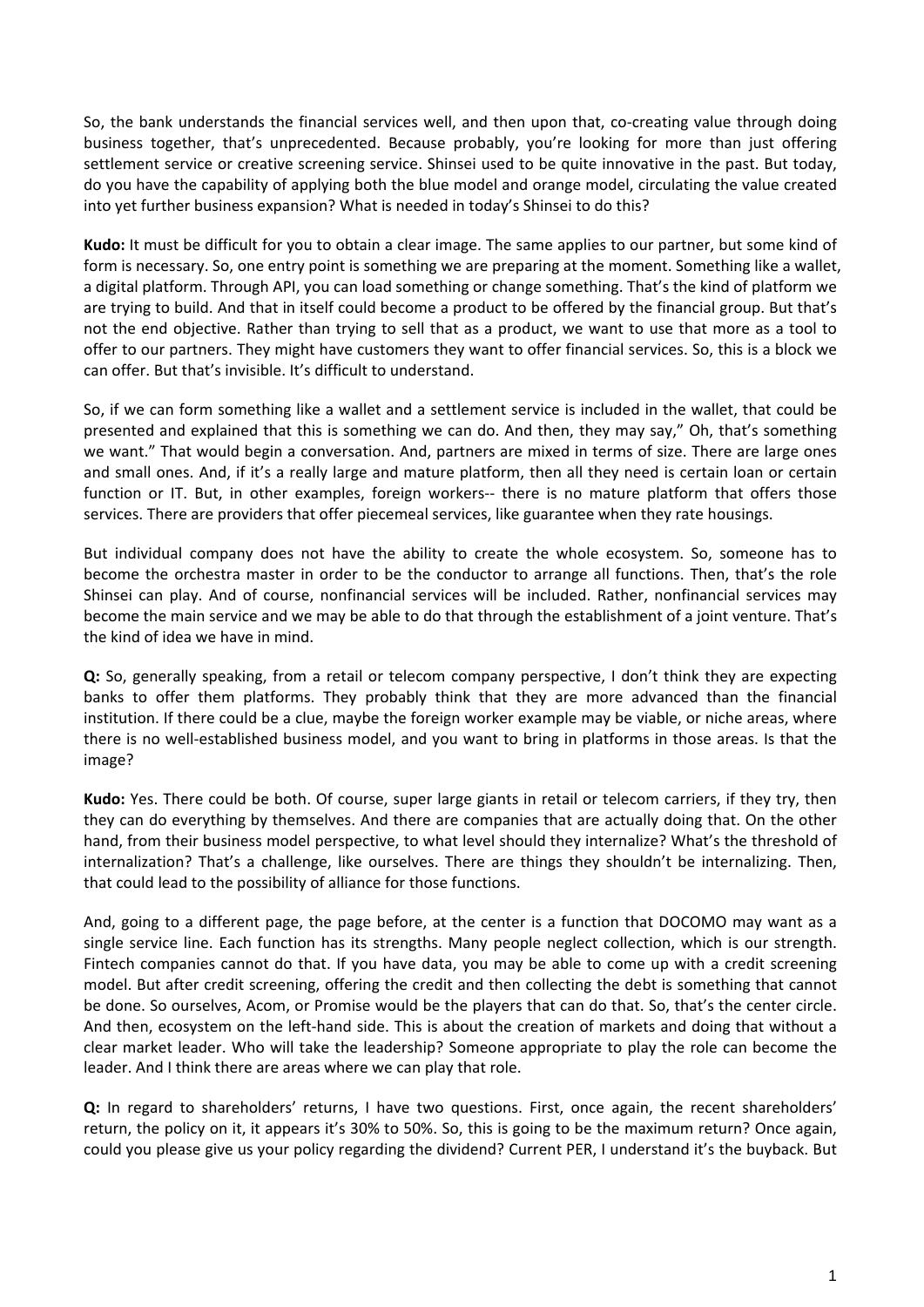So, the bank understands the financial services well, and then upon that, co-creating value through doing business together, that's unprecedented. Because probably, you're looking for more than just offering settlement service or creative screening service. Shinsei used to be quite innovative in the past. But today, do you have the capability of applying both the blue model and orange model, circulating the value created into yet further business expansion? What is needed in today's Shinsei to do this?

**Kudo:** It must be difficult for you to obtain a clear image. The same applies to our partner, but some kind of form is necessary. So, one entry point is something we are preparing at the moment. Something like a wallet, a digital platform. Through API, you can load something or change something. That's the kind of platform we are trying to build. And that in itself could become a product to be offered by the financial group. But that's not the end objective. Rather than trying to sell that as a product, we want to use that more as a tool to offer to our partners. They might have customers they want to offer financial services. So, this is a block we can offer. But that's invisible. It's difficult to understand.

So, if we can form something like a wallet and a settlement service is included in the wallet, that could be presented and explained that this is something we can do. And then, they may say," Oh, that's something we want." That would begin a conversation. And, partners are mixed in terms of size. There are large ones and small ones. And, if it's a really large and mature platform, then all they need is certain loan or certain function or IT. But, in other examples, foreign workers-- there is no mature platform that offers those services. There are providers that offer piecemeal services, like guarantee when they rate housings.

But individual company does not have the ability to create the whole ecosystem. So, someone has to become the orchestra master in order to be the conductor to arrange all functions. Then, that's the role Shinsei can play. And of course, nonfinancial services will be included. Rather, nonfinancial services may become the main service and we may be able to do that through the establishment of a joint venture. That's the kind of idea we have in mind.

**Q:** So, generally speaking, from a retail or telecom company perspective, I don't think they are expecting banks to offer them platforms. They probably think that they are more advanced than the financial institution. If there could be a clue, maybe the foreign worker example may be viable, or niche areas, where there is no well-established business model, and you want to bring in platforms in those areas. Is that the image?

**Kudo:** Yes. There could be both. Of course, super large giants in retail or telecom carriers, if they try, then they can do everything by themselves. And there are companies that are actually doing that. On the other hand, from their business model perspective, to what level should they internalize? What's the threshold of internalization? That's a challenge, like ourselves. There are things they shouldn't be internalizing. Then, that could lead to the possibility of alliance for those functions.

And, going to a different page, the page before, at the center is a function that DOCOMO may want as a single service line. Each function has its strengths. Many people neglect collection, which is our strength. Fintech companies cannot do that. If you have data, you may be able to come up with a credit screening model. But after credit screening, offering the credit and then collecting the debt is something that cannot be done. So ourselves, Acom, or Promise would be the players that can do that. So, that's the center circle. And then, ecosystem on the left-hand side. This is about the creation of markets and doing that without a clear market leader. Who will take the leadership? Someone appropriate to play the role can become the leader. And I think there are areas where we can play that role.

**Q:** In regard to shareholders' returns, I have two questions. First, once again, the recent shareholders' return, the policy on it, it appears it's 30% to 50%. So, this is going to be the maximum return? Once again, could you please give us your policy regarding the dividend? Current PER, I understand it's the buyback. But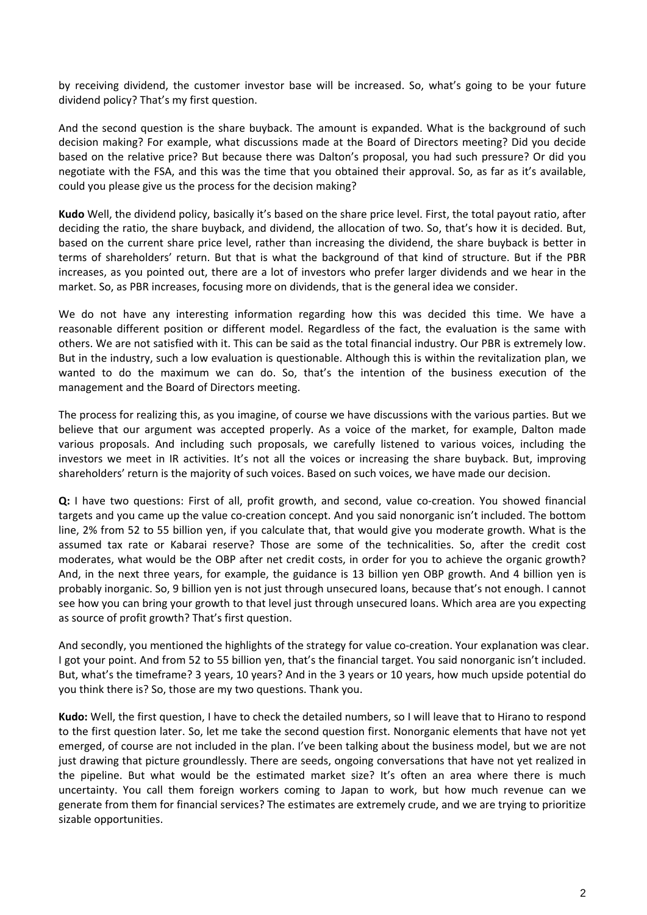by receiving dividend, the customer investor base will be increased. So, what's going to be your future dividend policy? That's my first question.

And the second question is the share buyback. The amount is expanded. What is the background of such decision making? For example, what discussions made at the Board of Directors meeting? Did you decide based on the relative price? But because there was Dalton's proposal, you had such pressure? Or did you negotiate with the FSA, and this was the time that you obtained their approval. So, as far as it's available, could you please give us the process for the decision making?

**Kudo** Well, the dividend policy, basically it's based on the share price level. First, the total payout ratio, after deciding the ratio, the share buyback, and dividend, the allocation of two. So, that's how it is decided. But, based on the current share price level, rather than increasing the dividend, the share buyback is better in terms of shareholders' return. But that is what the background of that kind of structure. But if the PBR increases, as you pointed out, there are a lot of investors who prefer larger dividends and we hear in the market. So, as PBR increases, focusing more on dividends, that is the general idea we consider.

We do not have any interesting information regarding how this was decided this time. We have a reasonable different position or different model. Regardless of the fact, the evaluation is the same with others. We are not satisfied with it. This can be said as the total financial industry. Our PBR is extremely low. But in the industry, such a low evaluation is questionable. Although this is within the revitalization plan, we wanted to do the maximum we can do. So, that's the intention of the business execution of the management and the Board of Directors meeting.

The process for realizing this, as you imagine, of course we have discussions with the various parties. But we believe that our argument was accepted properly. As a voice of the market, for example, Dalton made various proposals. And including such proposals, we carefully listened to various voices, including the investors we meet in IR activities. It's not all the voices or increasing the share buyback. But, improving shareholders' return is the majority of such voices. Based on such voices, we have made our decision.

**Q:** I have two questions: First of all, profit growth, and second, value co-creation. You showed financial targets and you came up the value co-creation concept. And you said nonorganic isn't included. The bottom line, 2% from 52 to 55 billion yen, if you calculate that, that would give you moderate growth. What is the assumed tax rate or Kabarai reserve? Those are some of the technicalities. So, after the credit cost moderates, what would be the OBP after net credit costs, in order for you to achieve the organic growth? And, in the next three years, for example, the guidance is 13 billion yen OBP growth. And 4 billion yen is probably inorganic. So, 9 billion yen is not just through unsecured loans, because that's not enough. I cannot see how you can bring your growth to that level just through unsecured loans. Which area are you expecting as source of profit growth? That's first question.

And secondly, you mentioned the highlights of the strategy for value co-creation. Your explanation was clear. I got your point. And from 52 to 55 billion yen, that's the financial target. You said nonorganic isn't included. But, what's the timeframe? 3 years, 10 years? And in the 3 years or 10 years, how much upside potential do you think there is? So, those are my two questions. Thank you.

**Kudo:** Well, the first question, I have to check the detailed numbers, so I will leave that to Hirano to respond to the first question later. So, let me take the second question first. Nonorganic elements that have not yet emerged, of course are not included in the plan. I've been talking about the business model, but we are not just drawing that picture groundlessly. There are seeds, ongoing conversations that have not yet realized in the pipeline. But what would be the estimated market size? It's often an area where there is much uncertainty. You call them foreign workers coming to Japan to work, but how much revenue can we generate from them for financial services? The estimates are extremely crude, and we are trying to prioritize sizable opportunities.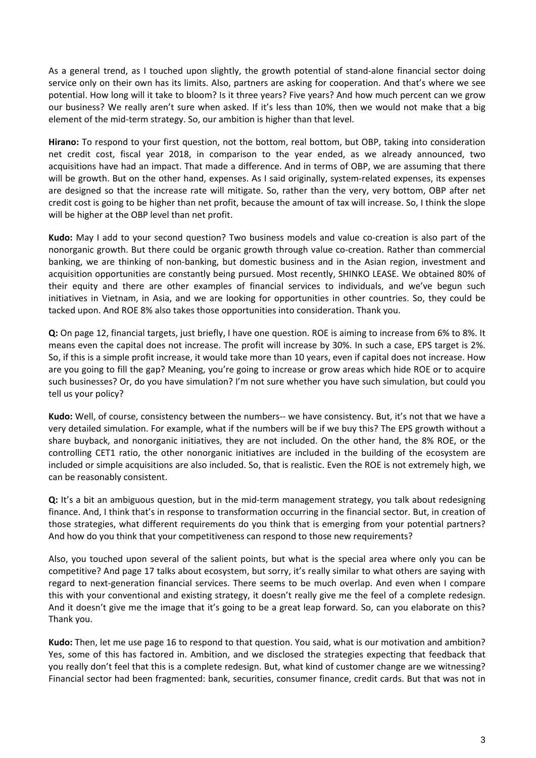As a general trend, as I touched upon slightly, the growth potential of stand-alone financial sector doing service only on their own has its limits. Also, partners are asking for cooperation. And that's where we see potential. How long will it take to bloom? Is it three years? Five years? And how much percent can we grow our business? We really aren't sure when asked. If it's less than 10%, then we would not make that a big element of the mid-term strategy. So, our ambition is higher than that level.

**Hirano:** To respond to your first question, not the bottom, real bottom, but OBP, taking into consideration net credit cost, fiscal year 2018, in comparison to the year ended, as we already announced, two acquisitions have had an impact. That made a difference. And in terms of OBP, we are assuming that there will be growth. But on the other hand, expenses. As I said originally, system-related expenses, its expenses are designed so that the increase rate will mitigate. So, rather than the very, very bottom, OBP after net credit cost is going to be higher than net profit, because the amount of tax will increase. So, I think the slope will be higher at the OBP level than net profit.

**Kudo:** May I add to your second question? Two business models and value co-creation is also part of the nonorganic growth. But there could be organic growth through value co-creation. Rather than commercial banking, we are thinking of non-banking, but domestic business and in the Asian region, investment and acquisition opportunities are constantly being pursued. Most recently, SHINKO LEASE. We obtained 80% of their equity and there are other examples of financial services to individuals, and we've begun such initiatives in Vietnam, in Asia, and we are looking for opportunities in other countries. So, they could be tacked upon. And ROE 8% also takes those opportunities into consideration. Thank you.

**Q:** On page 12, financial targets, just briefly, I have one question. ROE is aiming to increase from 6% to 8%. It means even the capital does not increase. The profit will increase by 30%. In such a case, EPS target is 2%. So, if this is a simple profit increase, it would take more than 10 years, even if capital does not increase. How are you going to fill the gap? Meaning, you're going to increase or grow areas which hide ROE or to acquire such businesses? Or, do you have simulation? I'm not sure whether you have such simulation, but could you tell us your policy?

**Kudo:** Well, of course, consistency between the numbers-- we have consistency. But, it's not that we have a very detailed simulation. For example, what if the numbers will be if we buy this? The EPS growth without a share buyback, and nonorganic initiatives, they are not included. On the other hand, the 8% ROE, or the controlling CET1 ratio, the other nonorganic initiatives are included in the building of the ecosystem are included or simple acquisitions are also included. So, that is realistic. Even the ROE is not extremely high, we can be reasonably consistent.

**Q:** It's a bit an ambiguous question, but in the mid-term management strategy, you talk about redesigning finance. And, I think that's in response to transformation occurring in the financial sector. But, in creation of those strategies, what different requirements do you think that is emerging from your potential partners? And how do you think that your competitiveness can respond to those new requirements?

Also, you touched upon several of the salient points, but what is the special area where only you can be competitive? And page 17 talks about ecosystem, but sorry, it's really similar to what others are saying with regard to next-generation financial services. There seems to be much overlap. And even when I compare this with your conventional and existing strategy, it doesn't really give me the feel of a complete redesign. And it doesn't give me the image that it's going to be a great leap forward. So, can you elaborate on this? Thank you.

**Kudo:** Then, let me use page 16 to respond to that question. You said, what is our motivation and ambition? Yes, some of this has factored in. Ambition, and we disclosed the strategies expecting that feedback that you really don't feel that this is a complete redesign. But, what kind of customer change are we witnessing? Financial sector had been fragmented: bank, securities, consumer finance, credit cards. But that was not in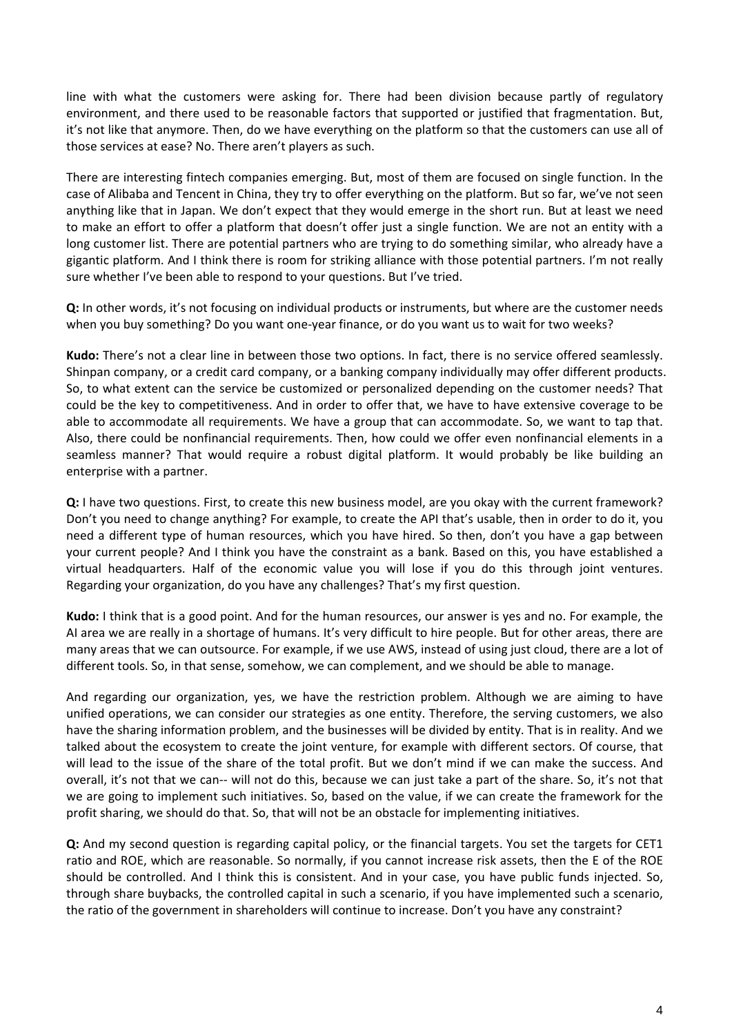line with what the customers were asking for. There had been division because partly of regulatory environment, and there used to be reasonable factors that supported or justified that fragmentation. But, it's not like that anymore. Then, do we have everything on the platform so that the customers can use all of those services at ease? No. There aren't players as such.

There are interesting fintech companies emerging. But, most of them are focused on single function. In the case of Alibaba and Tencent in China, they try to offer everything on the platform. But so far, we've not seen anything like that in Japan. We don't expect that they would emerge in the short run. But at least we need to make an effort to offer a platform that doesn't offer just a single function. We are not an entity with a long customer list. There are potential partners who are trying to do something similar, who already have a gigantic platform. And I think there is room for striking alliance with those potential partners. I'm not really sure whether I've been able to respond to your questions. But I've tried.

**Q:** In other words, it's not focusing on individual products or instruments, but where are the customer needs when you buy something? Do you want one-year finance, or do you want us to wait for two weeks?

**Kudo:** There's not a clear line in between those two options. In fact, there is no service offered seamlessly. Shinpan company, or a credit card company, or a banking company individually may offer different products. So, to what extent can the service be customized or personalized depending on the customer needs? That could be the key to competitiveness. And in order to offer that, we have to have extensive coverage to be able to accommodate all requirements. We have a group that can accommodate. So, we want to tap that. Also, there could be nonfinancial requirements. Then, how could we offer even nonfinancial elements in a seamless manner? That would require a robust digital platform. It would probably be like building an enterprise with a partner.

**Q:** I have two questions. First, to create this new business model, are you okay with the current framework? Don't you need to change anything? For example, to create the API that's usable, then in order to do it, you need a different type of human resources, which you have hired. So then, don't you have a gap between your current people? And I think you have the constraint as a bank. Based on this, you have established a virtual headquarters. Half of the economic value you will lose if you do this through joint ventures. Regarding your organization, do you have any challenges? That's my first question.

**Kudo:** I think that is a good point. And for the human resources, our answer is yes and no. For example, the AI area we are really in a shortage of humans. It's very difficult to hire people. But for other areas, there are many areas that we can outsource. For example, if we use AWS, instead of using just cloud, there are a lot of different tools. So, in that sense, somehow, we can complement, and we should be able to manage.

And regarding our organization, yes, we have the restriction problem. Although we are aiming to have unified operations, we can consider our strategies as one entity. Therefore, the serving customers, we also have the sharing information problem, and the businesses will be divided by entity. That is in reality. And we talked about the ecosystem to create the joint venture, for example with different sectors. Of course, that will lead to the issue of the share of the total profit. But we don't mind if we can make the success. And overall, it's not that we can-- will not do this, because we can just take a part of the share. So, it's not that we are going to implement such initiatives. So, based on the value, if we can create the framework for the profit sharing, we should do that. So, that will not be an obstacle for implementing initiatives.

**Q:** And my second question is regarding capital policy, or the financial targets. You set the targets for CET1 ratio and ROE, which are reasonable. So normally, if you cannot increase risk assets, then the E of the ROE should be controlled. And I think this is consistent. And in your case, you have public funds injected. So, through share buybacks, the controlled capital in such a scenario, if you have implemented such a scenario, the ratio of the government in shareholders will continue to increase. Don't you have any constraint?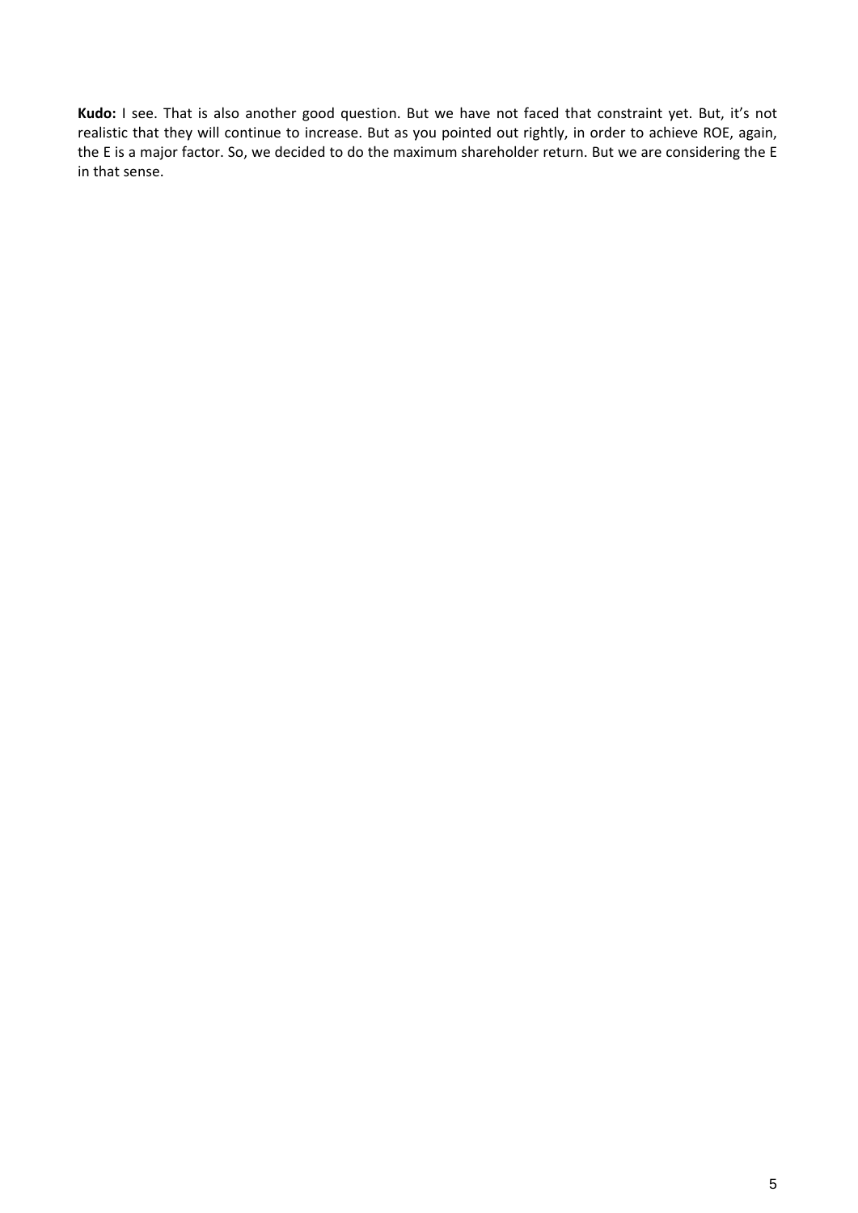**Kudo:** I see. That is also another good question. But we have not faced that constraint yet. But, it's not realistic that they will continue to increase. But as you pointed out rightly, in order to achieve ROE, again, the E is a major factor. So, we decided to do the maximum shareholder return. But we are considering the E in that sense.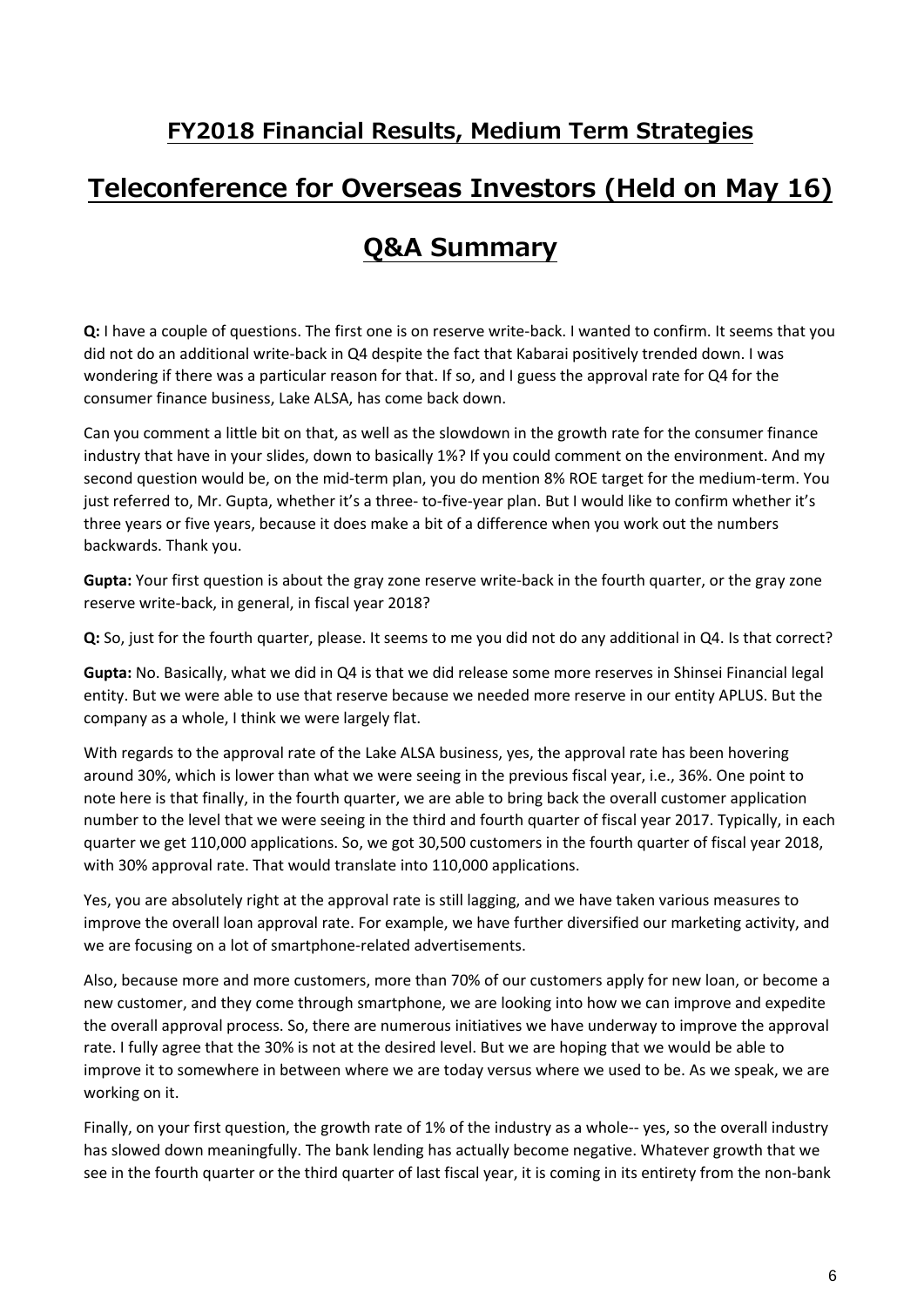## FY2018 Financial Results, Medium Term Strategies

## Teleconference for Overseas Investors (Held on May 16)

## Q&A Summary

**Q:** I have a couple of questions. The first one is on reserve write-back. I wanted to confirm. It seems that you did not do an additional write-back in Q4 despite the fact that Kabarai positively trended down. I was wondering if there was a particular reason for that. If so, and I guess the approval rate for Q4 for the consumer finance business, Lake ALSA, has come back down.

Can you comment a little bit on that, as well as the slowdown in the growth rate for the consumer finance industry that have in your slides, down to basically 1%? If you could comment on the environment. And my second question would be, on the mid-term plan, you do mention 8% ROE target for the medium-term. You just referred to, Mr. Gupta, whether it's a three- to-five-year plan. But I would like to confirm whether it's three years or five years, because it does make a bit of a difference when you work out the numbers backwards. Thank you.

**Gupta:** Your first question is about the gray zone reserve write-back in the fourth quarter, or the gray zone reserve write-back, in general, in fiscal year 2018?

**Q:** So, just for the fourth quarter, please. It seems to me you did not do any additional in Q4. Is that correct?

**Gupta:** No. Basically, what we did in Q4 is that we did release some more reserves in Shinsei Financial legal entity. But we were able to use that reserve because we needed more reserve in our entity APLUS. But the company as a whole, I think we were largely flat.

With regards to the approval rate of the Lake ALSA business, yes, the approval rate has been hovering around 30%, which is lower than what we were seeing in the previous fiscal year, i.e., 36%. One point to note here is that finally, in the fourth quarter, we are able to bring back the overall customer application number to the level that we were seeing in the third and fourth quarter of fiscal year 2017. Typically, in each quarter we get 110,000 applications. So, we got 30,500 customers in the fourth quarter of fiscal year 2018, with 30% approval rate. That would translate into 110,000 applications.

Yes, you are absolutely right at the approval rate is still lagging, and we have taken various measures to improve the overall loan approval rate. For example, we have further diversified our marketing activity, and we are focusing on a lot of smartphone-related advertisements.

Also, because more and more customers, more than 70% of our customers apply for new loan, or become a new customer, and they come through smartphone, we are looking into how we can improve and expedite the overall approval process. So, there are numerous initiatives we have underway to improve the approval rate. I fully agree that the 30% is not at the desired level. But we are hoping that we would be able to improve it to somewhere in between where we are today versus where we used to be. As we speak, we are working on it.

Finally, on your first question, the growth rate of 1% of the industry as a whole-- yes, so the overall industry has slowed down meaningfully. The bank lending has actually become negative. Whatever growth that we see in the fourth quarter or the third quarter of last fiscal year, it is coming in its entirety from the non-bank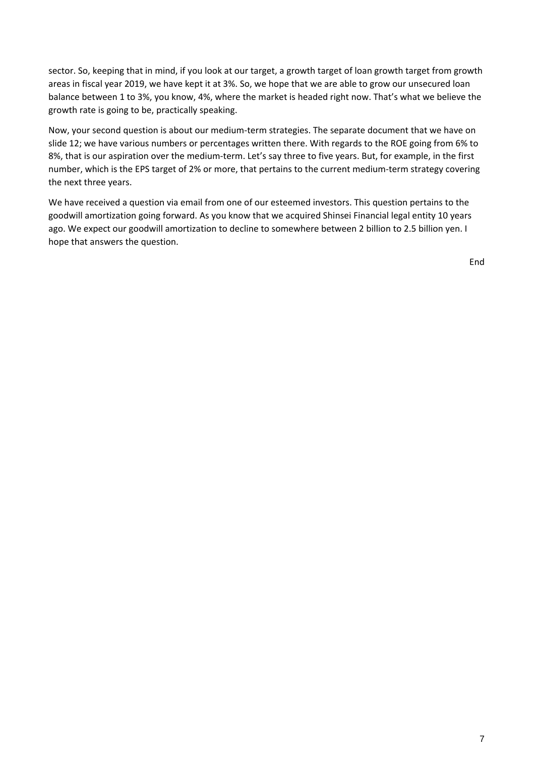sector. So, keeping that in mind, if you look at our target, a growth target of loan growth target from growth areas in fiscal year 2019, we have kept it at 3%. So, we hope that we are able to grow our unsecured loan balance between 1 to 3%, you know, 4%, where the market is headed right now. That's what we believe the growth rate is going to be, practically speaking.

Now, your second question is about our medium-term strategies. The separate document that we have on slide 12; we have various numbers or percentages written there. With regards to the ROE going from 6% to 8%, that is our aspiration over the medium-term. Let's say three to five years. But, for example, in the first number, which is the EPS target of 2% or more, that pertains to the current medium-term strategy covering the next three years.

We have received a question via email from one of our esteemed investors. This question pertains to the goodwill amortization going forward. As you know that we acquired Shinsei Financial legal entity 10 years ago. We expect our goodwill amortization to decline to somewhere between 2 billion to 2.5 billion yen. I hope that answers the question.

End